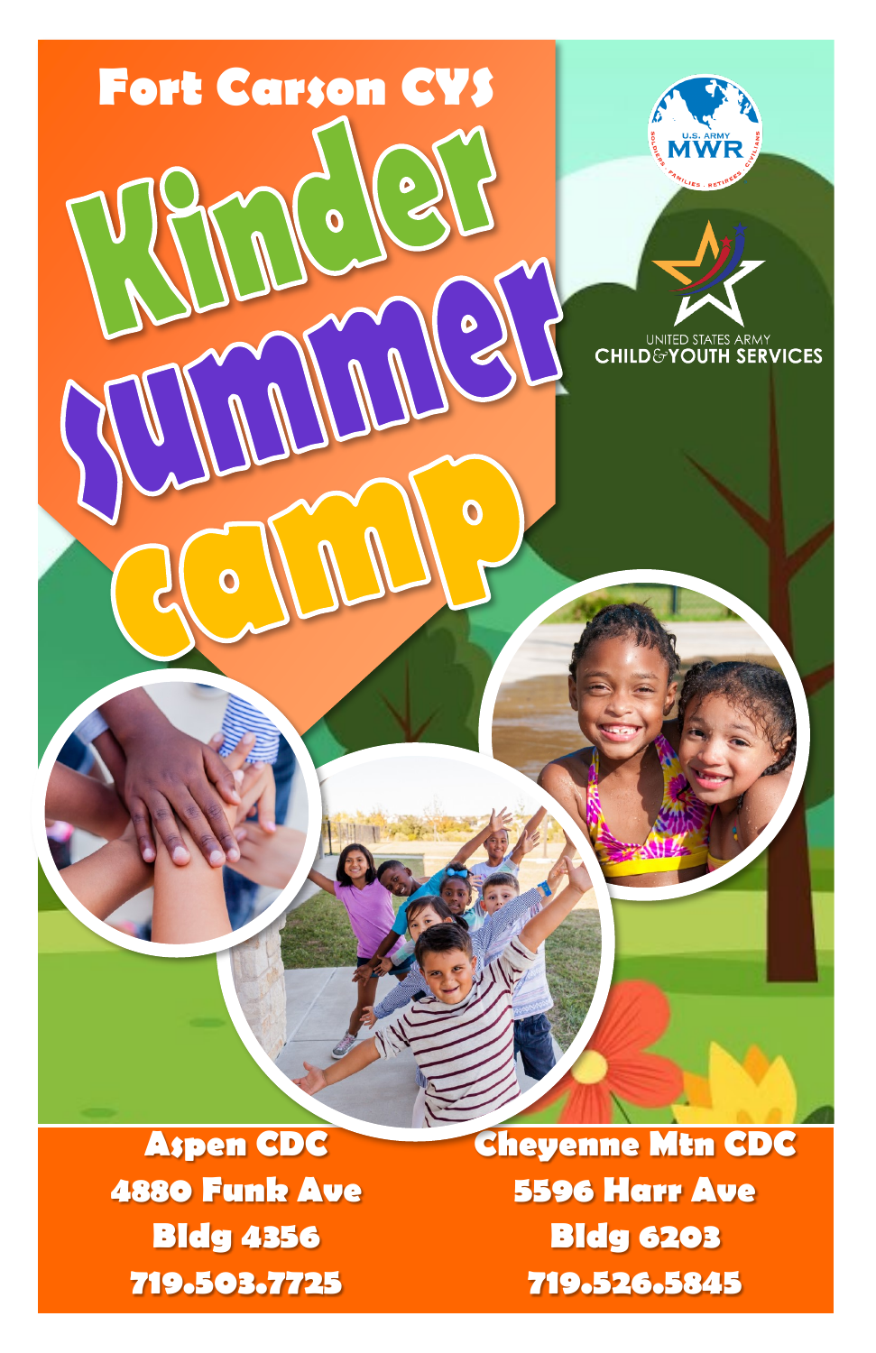# Fort Carson CYS

# Kinder Summer Camp

U.S. ARMY MWR

SOLDIERS · FAMILIES · RETIREES · CIVILIANS

UNITED STATES ARMY CHILD & YOUTH SERVICES

**Aspen CDC**
**4880 Funk Ave**
**Bldg 4356**
**719.503.7725**

**Cheyenne Mtn CDC**
**5596 Harr Ave**
**Bldg 6203**
**719.526.5845**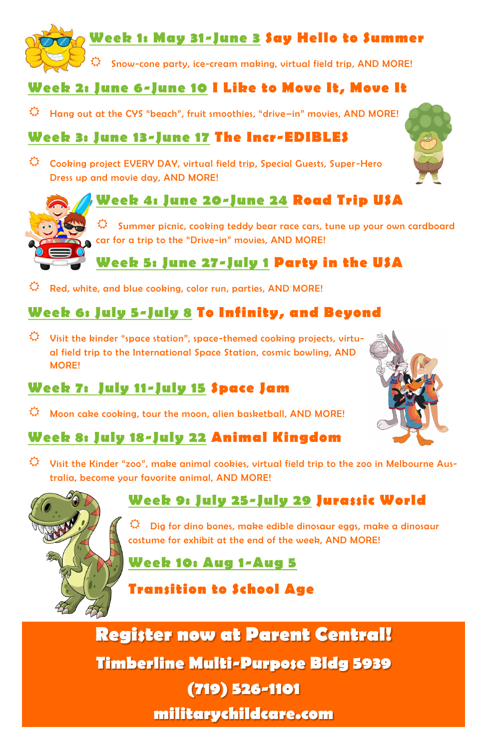## Week 1: May 31-June 3 Say Hello to Summer

- Snow-cone party, ice-cream making, virtual field trip, AND MORE!

## Week 2: June 6-June 10 I Like to Move It, Move It

- Hang out at the CYS "beach", fruit smoothies, "drive–in" movies, AND MORE!

## Week 3: June 13-June 17 The Incr-EDIBLES

- Cooking project EVERY DAY, virtual field trip, Special Guests, Super-Hero Dress up and movie day, AND MORE!

## Week 4: June 20-June 24 Road Trip USA

- Summer picnic, cooking teddy bear race cars, tune up your own cardboard car for a trip to the "Drive-in" movies, AND MORE!

## Week 5: June 27-July 1 Party in the USA

- Red, white, and blue cooking, color run, parties, AND MORE!

## Week 6: July 5-July 8 To Infinity, and Beyond

- Visit the kinder "space station", space-themed cooking projects, virtual field trip to the International Space Station, cosmic bowling, AND MORE!

## Week 7: July 11-July 15 Space Jam

- Moon cake cooking, tour the moon, alien basketball, AND MORE!

## Week 8: July 18-July 22 Animal Kingdom

- Visit the Kinder "zoo", make animal cookies, virtual field trip to the zoo in Melbourne Australia, become your favorite animal, AND MORE!

## Week 9: July 25-July 29 Jurassic World

- Dig for dino bones, make edible dinosaur eggs, make a dinosaur costume for exhibit at the end of the week, AND MORE!

## Week 10: Aug 1-Aug 5

## Transition to School Age

**Register now at Parent Central!**

**Timberline Multi-Purpose Bldg 5939**

**(719) 526-1101**

**militarychildcare.com**